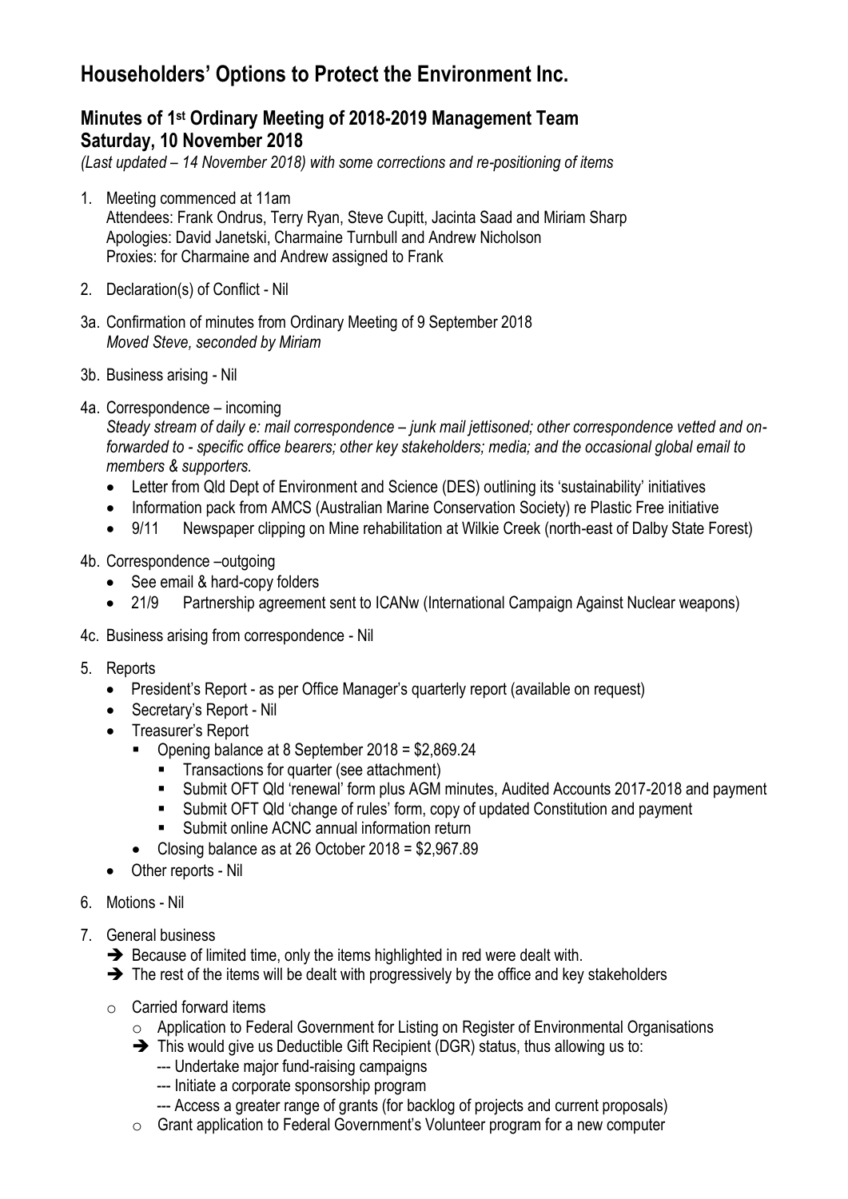# Householders' Options to Protect the Environment Inc.

## Minutes of 1st Ordinary Meeting of 2018-2019 Management Team
## Saturday, 10 November 2018

*(Last updated – 14 November 2018) with some corrections and re-positioning of items*

1. Meeting commenced at 11am
   Attendees: Frank Ondrus, Terry Ryan, Steve Cupitt, Jacinta Saad and Miriam Sharp
   Apologies: David Janetski, Charmaine Turnbull and Andrew Nicholson
   Proxies: for Charmaine and Andrew assigned to Frank

2. Declaration(s) of Conflict - Nil

3a. Confirmation of minutes from Ordinary Meeting of 9 September 2018
*Moved Steve, seconded by Miriam*

3b. Business arising - Nil

4a. Correspondence – incoming
*Steady stream of daily e: mail correspondence – junk mail jettisoned; other correspondence vetted and on-forwarded to - specific office bearers; other key stakeholders; media; and the occasional global email to members & supporters.*

- Letter from Qld Dept of Environment and Science (DES) outlining its 'sustainability' initiatives
- Information pack from AMCS (Australian Marine Conservation Society) re Plastic Free initiative
- 9/11 Newspaper clipping on Mine rehabilitation at Wilkie Creek (north-east of Dalby State Forest)

4b. Correspondence –outgoing

- See email & hard-copy folders
- 21/9 Partnership agreement sent to ICANw (International Campaign Against Nuclear weapons)

4c. Business arising from correspondence - Nil

5. Reports
   - President's Report - as per Office Manager's quarterly report (available on request)
   - Secretary's Report - Nil
   - Treasurer's Report
     - Opening balance at 8 September 2018 = $2,869.24
       - Transactions for quarter (see attachment)
       - Submit OFT Qld 'renewal' form plus AGM minutes, Audited Accounts 2017-2018 and payment
       - Submit OFT Qld 'change of rules' form, copy of updated Constitution and payment
       - Submit online ACNC annual information return
     - Closing balance as at 26 October 2018 = $2,967.89
   - Other reports - Nil

6. Motions - Nil

7. General business
   ➔ Because of limited time, only the items highlighted in red were dealt with.
   ➔ The rest of the items will be dealt with progressively by the office and key stakeholders

   - Carried forward items
     - Application to Federal Government for Listing on Register of Environmental Organisations
     ➔ This would give us Deductible Gift Recipient (DGR) status, thus allowing us to:
       --- Undertake major fund-raising campaigns
       --- Initiate a corporate sponsorship program
       --- Access a greater range of grants (for backlog of projects and current proposals)
     - Grant application to Federal Government's Volunteer program for a new computer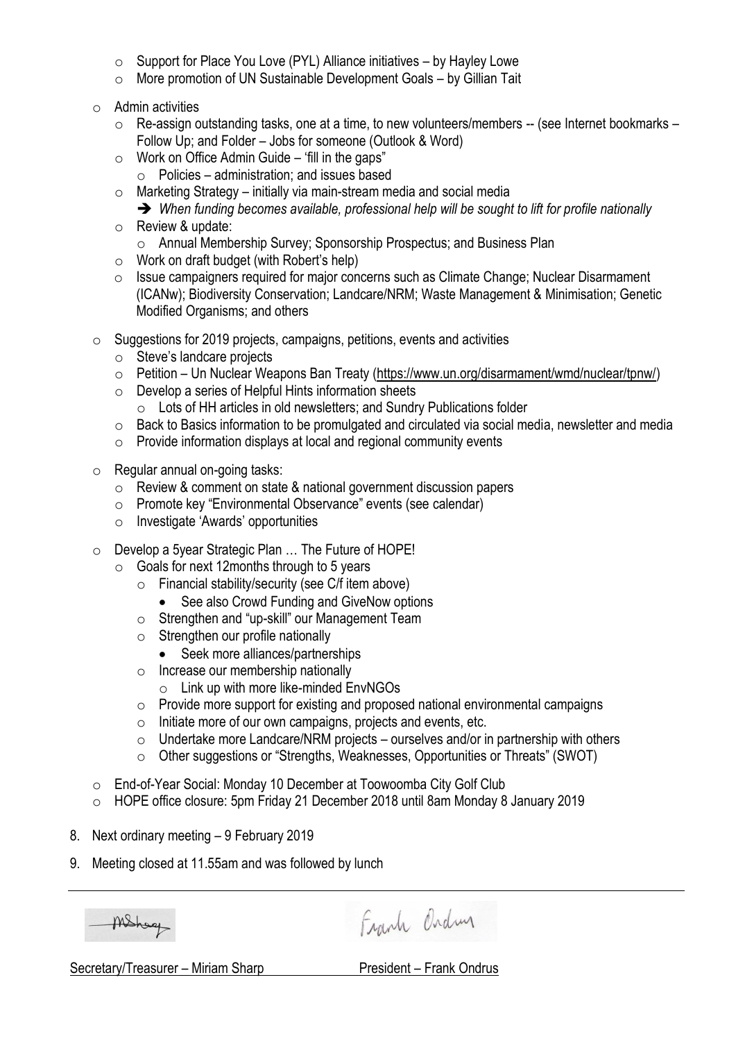- Support for Place You Love (PYL) Alliance initiatives – by Hayley Lowe
  - More promotion of UN Sustainable Development Goals – by Gillian Tait
- Admin activities
  - Re-assign outstanding tasks, one at a time, to new volunteers/members -- (see Internet bookmarks – Follow Up; and Folder – Jobs for someone (Outlook & Word)
  - Work on Office Admin Guide – 'fill in the gaps"
    - Policies – administration; and issues based
  - Marketing Strategy – initially via main-stream media and social media
    ➔ *When funding becomes available, professional help will be sought to lift for profile nationally*
  - Review & update:
    - Annual Membership Survey; Sponsorship Prospectus; and Business Plan
  - Work on draft budget (with Robert's help)
  - Issue campaigners required for major concerns such as Climate Change; Nuclear Disarmament (ICANw); Biodiversity Conservation; Landcare/NRM; Waste Management & Minimisation; Genetic Modified Organisms; and others
- Suggestions for 2019 projects, campaigns, petitions, events and activities
  - Steve's landcare projects
  - Petition – Un Nuclear Weapons Ban Treaty (https://www.un.org/disarmament/wmd/nuclear/tpnw/)
  - Develop a series of Helpful Hints information sheets
    - Lots of HH articles in old newsletters; and Sundry Publications folder
  - Back to Basics information to be promulgated and circulated via social media, newsletter and media
  - Provide information displays at local and regional community events
- Regular annual on-going tasks:
  - Review & comment on state & national government discussion papers
  - Promote key "Environmental Observance" events (see calendar)
  - Investigate 'Awards' opportunities
- Develop a 5year Strategic Plan … The Future of HOPE!
  - Goals for next 12months through to 5 years
    - Financial stability/security (see C/f item above)
      - See also Crowd Funding and GiveNow options
    - Strengthen and "up-skill" our Management Team
    - Strengthen our profile nationally
      - Seek more alliances/partnerships
    - Increase our membership nationally
      - Link up with more like-minded EnvNGOs
    - Provide more support for existing and proposed national environmental campaigns
    - Initiate more of our own campaigns, projects and events, etc.
    - Undertake more Landcare/NRM projects – ourselves and/or in partnership with others
    - Other suggestions or "Strengths, Weaknesses, Opportunities or Threats" (SWOT)
- End-of-Year Social: Monday 10 December at Toowoomba City Golf Club
- HOPE office closure: 5pm Friday 21 December 2018 until 8am Monday 8 January 2019

8. Next ordinary meeting – 9 February 2019
9. Meeting closed at 11.55am and was followed by lunch

---

Secretary/Treasurer – Miriam Sharp

President – Frank Ondrus